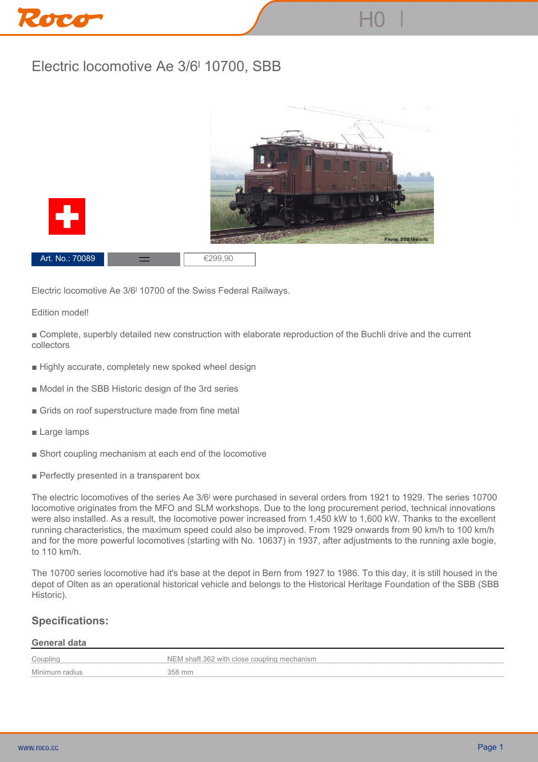# Electric locomotive Ae 3/6I 10700, SBB

Photo: SBB Historic

Art. No.: 70089 | = | €299,90

Electric locomotive Ae 3/6I 10700 of the Swiss Federal Railways.

Edition model!

■ Complete, superbly detailed new construction with elaborate reproduction of the Buchli drive and the current collectors

■ Highly accurate, completely new spoked wheel design

■ Model in the SBB Historic design of the 3rd series

■ Grids on roof superstructure made from fine metal

■ Large lamps

■ Short coupling mechanism at each end of the locomotive

■ Perfectly presented in a transparent box

The electric locomotives of the series Ae 3/6I were purchased in several orders from 1921 to 1929. The series 10700 locomotive originates from the MFO and SLM workshops. Due to the long procurement period, technical innovations were also installed. As a result, the locomotive power increased from 1,450 kW to 1,600 kW. Thanks to the excellent running characteristics, the maximum speed could also be improved. From 1929 onwards from 90 km/h to 100 km/h and for the more powerful locomotives (starting with No. 10637) in 1937, after adjustments to the running axle bogie, to 110 km/h.

The 10700 series locomotive had it's base at the depot in Bern from 1927 to 1986. To this day, it is still housed in the depot of Olten as an operational historical vehicle and belongs to the Historical Heritage Foundation of the SBB (SBB Historic).

## Specifications:

### General data

| | |
|---|---|
| Coupling | NEM shaft 362 with close coupling mechanism |
| Minimum radius | 358 mm |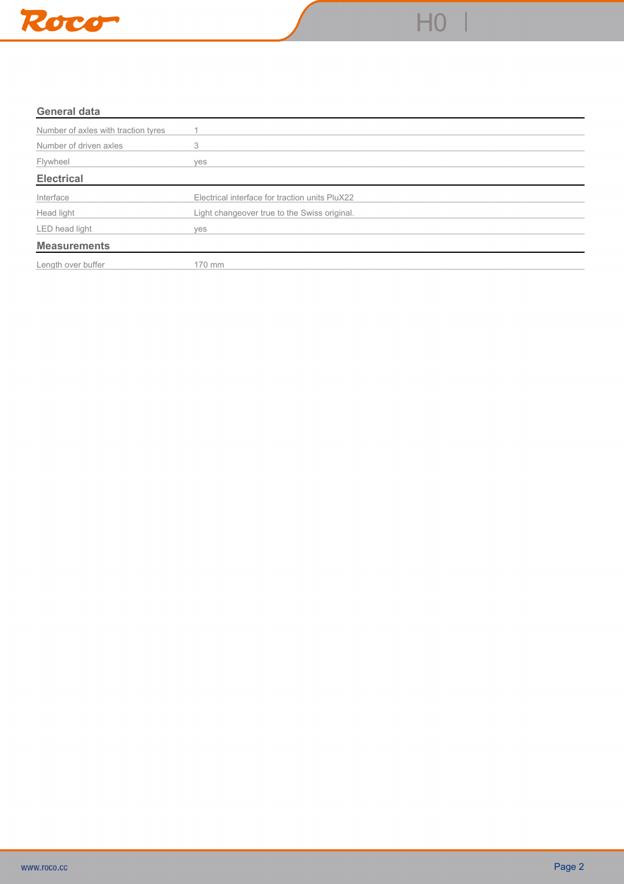## General data

| | |
|---|---|
| Number of axles with traction tyres | 1 |
| Number of driven axles | 3 |
| Flywheel | yes |

## Electrical

| | |
|---|---|
| Interface | Electrical interface for traction units PluX22 |
| Head light | Light changeover true to the Swiss original. |
| LED head light | yes |

## Measurements

| | |
|---|---|
| Length over buffer | 170 mm |